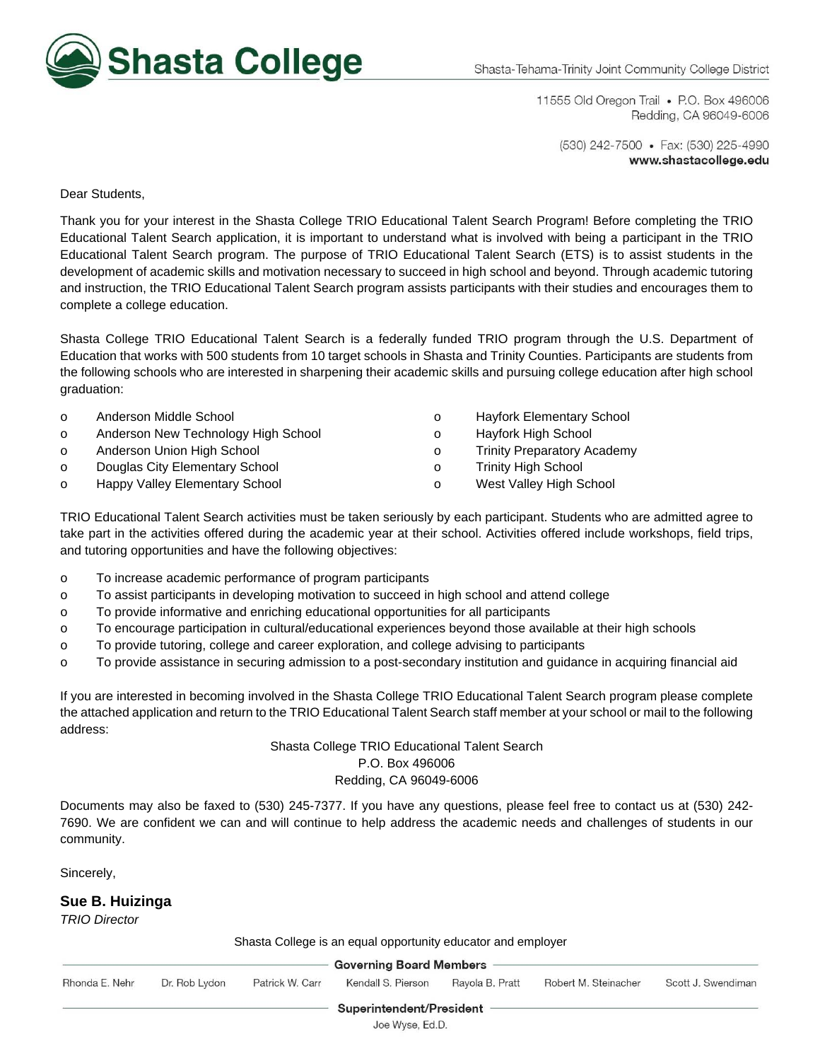# Shasta College

Shasta-Tehama-Trinity Joint Community College District

11555 Old Oregon Trail • P.O. Box 496006
Redding, CA 96049-6006

(530) 242-7500 • Fax: (530) 225-4990
**www.shastacollege.edu**

Dear Students,

Thank you for your interest in the Shasta College TRIO Educational Talent Search Program! Before completing the TRIO Educational Talent Search application, it is important to understand what is involved with being a participant in the TRIO Educational Talent Search program. The purpose of TRIO Educational Talent Search (ETS) is to assist students in the development of academic skills and motivation necessary to succeed in high school and beyond. Through academic tutoring and instruction, the TRIO Educational Talent Search program assists participants with their studies and encourages them to complete a college education.

Shasta College TRIO Educational Talent Search is a federally funded TRIO program through the U.S. Department of Education that works with 500 students from 10 target schools in Shasta and Trinity Counties. Participants are students from the following schools who are interested in sharpening their academic skills and pursuing college education after high school graduation:

- Anderson Middle School
- Anderson New Technology High School
- Anderson Union High School
- Douglas City Elementary School
- Happy Valley Elementary School
- Hayfork Elementary School
- Hayfork High School
- Trinity Preparatory Academy
- Trinity High School
- West Valley High School

TRIO Educational Talent Search activities must be taken seriously by each participant. Students who are admitted agree to take part in the activities offered during the academic year at their school. Activities offered include workshops, field trips, and tutoring opportunities and have the following objectives:

- To increase academic performance of program participants
- To assist participants in developing motivation to succeed in high school and attend college
- To provide informative and enriching educational opportunities for all participants
- To encourage participation in cultural/educational experiences beyond those available at their high schools
- To provide tutoring, college and career exploration, and college advising to participants
- To provide assistance in securing admission to a post-secondary institution and guidance in acquiring financial aid

If you are interested in becoming involved in the Shasta College TRIO Educational Talent Search program please complete the attached application and return to the TRIO Educational Talent Search staff member at your school or mail to the following address:

Shasta College TRIO Educational Talent Search
P.O. Box 496006
Redding, CA 96049-6006

Documents may also be faxed to (530) 245-7377. If you have any questions, please feel free to contact us at (530) 242-7690. We are confident we can and will continue to help address the academic needs and challenges of students in our community.

Sincerely,

**Sue B. Huizinga**
*TRIO Director*

Shasta College is an equal opportunity educator and employer

**Governing Board Members**

Rhonda E. Nehr | Dr. Rob Lydon | Patrick W. Carr | Kendall S. Pierson | Rayola B. Pratt | Robert M. Steinacher | Scott J. Swendiman

**Superintendent/President**

Joe Wyse, Ed.D.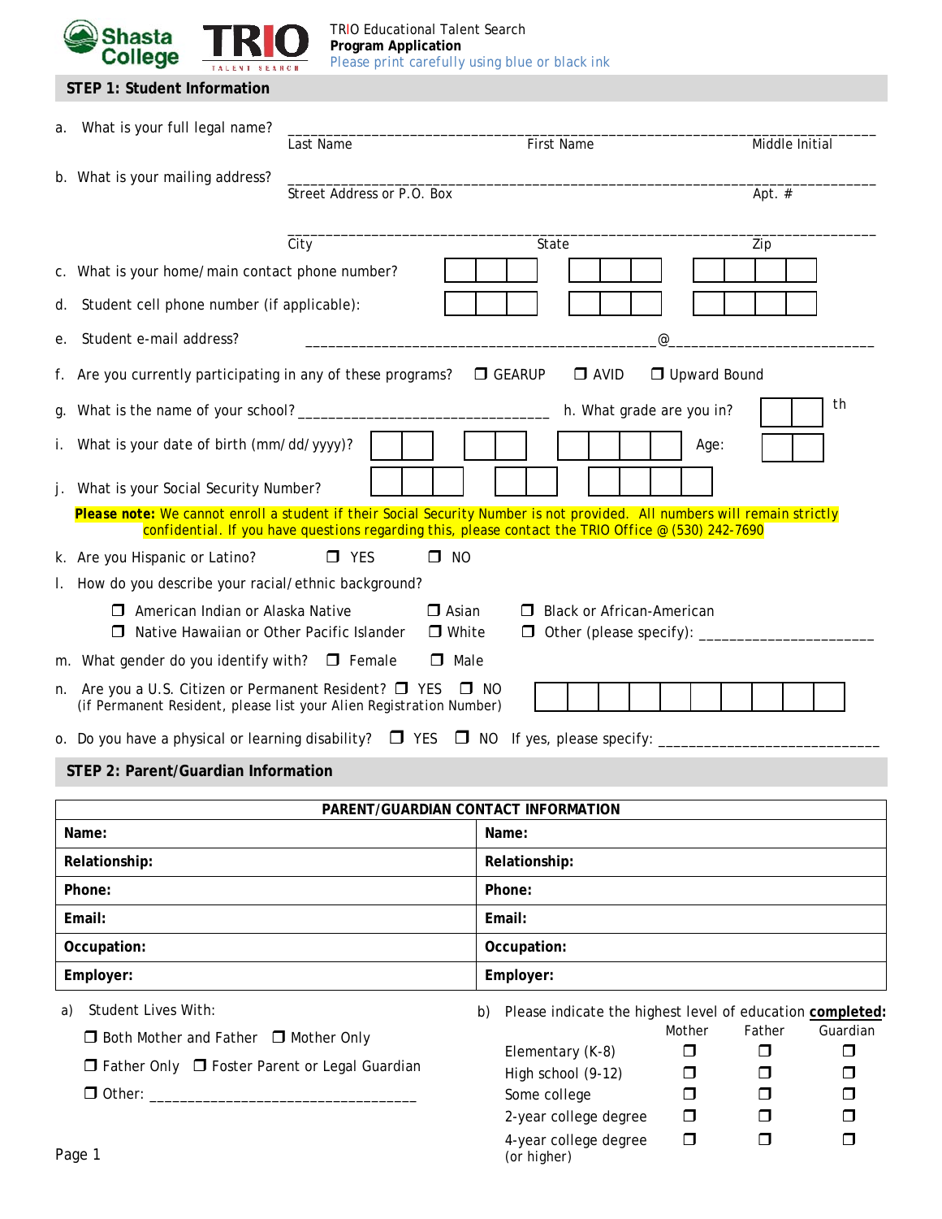Shasta College TRIO TALENT SEARCH

TRIO Educational Talent Search
**Program Application**
Please print carefully using blue or black ink

## STEP 1: Student Information

a. What is your full legal name? ______________________________________________
Last Name First Name Middle Initial

b. What is your mailing address? ______________________________________________
Street Address or P.O. Box Apt. #

______________________________________________
City State Zip

c. What is your home/main contact phone number? ☐☐☐ ☐☐☐ ☐☐☐☐

d. Student cell phone number (if applicable): ☐☐☐ ☐☐☐ ☐☐☐☐

e. Student e-mail address? ______________________________@____________________

f. Are you currently participating in any of these programs? ☐ GEARUP ☐ AVID ☐ Upward Bound

g. What is the name of your school? ______________________________ h. What grade are you in? ☐☐ th

i. What is your date of birth (mm/dd/yyyy)? ☐☐ ☐☐ ☐☐☐☐ Age: ☐☐

j. What is your Social Security Number? ☐☐☐ ☐☐ ☐☐☐☐

**Please note:** We cannot enroll a student if their Social Security Number is not provided. All numbers will remain strictly confidential. If you have questions regarding this, please contact the TRIO Office @ (530) 242-7690

k. Are you Hispanic or Latino? ☐ YES ☐ NO

l. How do you describe your racial/ethnic background?

☐ American Indian or Alaska Native ☐ Asian ☐ Black or African-American
☐ Native Hawaiian or Other Pacific Islander ☐ White ☐ Other (please specify): ____________________

m. What gender do you identify with? ☐ Female ☐ Male

n. Are you a U.S. Citizen or Permanent Resident? ☐ YES ☐ NO
(if Permanent Resident, please list your Alien Registration Number) ☐☐☐☐☐☐☐☐☐☐

o. Do you have a physical or learning disability? ☐ YES ☐ NO If yes, please specify: ________________________

## STEP 2: Parent/Guardian Information

| PARENT/GUARDIAN CONTACT INFORMATION | |
|---|---|
| **Name:** | **Name:** |
| **Relationship:** | **Relationship:** |
| **Phone:** | **Phone:** |
| **Email:** | **Email:** |
| **Occupation:** | **Occupation:** |
| **Employer:** | **Employer:** |

a) Student Lives With:

☐ Both Mother and Father ☐ Mother Only
☐ Father Only ☐ Foster Parent or Legal Guardian
☐ Other: ________________________________

b) Please indicate the highest level of education **completed**:

| | Mother | Father | Guardian |
|---|---|---|---|
| Elementary (K-8) | ☐ | ☐ | ☐ |
| High school (9-12) | ☐ | ☐ | ☐ |
| Some college | ☐ | ☐ | ☐ |
| 2-year college degree | ☐ | ☐ | ☐ |
| 4-year college degree (or higher) | ☐ | ☐ | ☐ |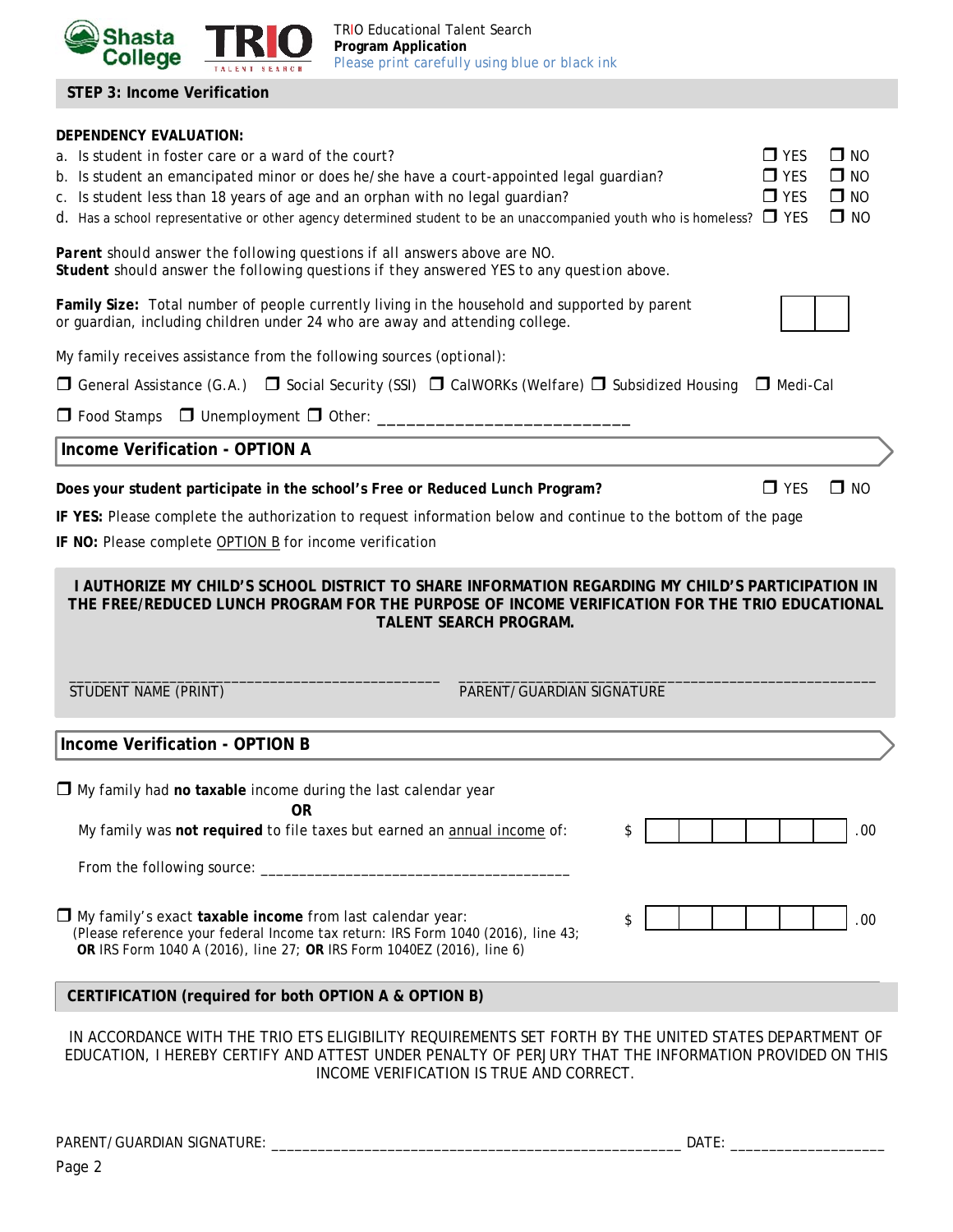TRIO Educational Talent Search
**Program Application**
Please print carefully using blue or black ink

## STEP 3: Income Verification

**DEPENDENCY EVALUATION:**

a. Is student in foster care or a ward of the court? ☐ YES ☐ NO

b. Is student an emancipated minor or does he/she have a court-appointed legal guardian? ☐ YES ☐ NO

c. Is student less than 18 years of age and an orphan with no legal guardian? ☐ YES ☐ NO

d. Has a school representative or other agency determined student to be an unaccompanied youth who is homeless? ☐ YES ☐ NO

**Parent** should answer the following questions if all answers above are NO.
**Student** should answer the following questions if they answered YES to any question above.

**Family Size:** Total number of people currently living in the household and supported by parent or guardian, including children under 24 who are away and attending college. ☐☐

My family receives assistance from the following sources (optional):

☐ General Assistance (G.A.) ☐ Social Security (SSI) ☐ CalWORKs (Welfare) ☐ Subsidized Housing ☐ Medi-Cal

☐ Food Stamps ☐ Unemployment ☐ Other: ___________________________

### Income Verification - OPTION A

**Does your student participate in the school's Free or Reduced Lunch Program?** ☐ YES ☐ NO

**IF YES:** Please complete the authorization to request information below and continue to the bottom of the page

**IF NO:** Please complete OPTION B for income verification

**I AUTHORIZE MY CHILD'S SCHOOL DISTRICT TO SHARE INFORMATION REGARDING MY CHILD'S PARTICIPATION IN THE FREE/REDUCED LUNCH PROGRAM FOR THE PURPOSE OF INCOME VERIFICATION FOR THE TRIO EDUCATIONAL TALENT SEARCH PROGRAM.**

_______________________________________________ STUDENT NAME (PRINT)

_______________________________________________ PARENT/GUARDIAN SIGNATURE

### Income Verification - OPTION B

☐ My family had **no taxable** income during the last calendar year

**OR**

My family was **not required** to file taxes but earned an annual income of: $ ☐☐☐☐☐☐.00

From the following source: ________________________________________

☐ My family's exact **taxable income** from last calendar year: $ ☐☐☐☐☐☐.00
(Please reference your federal Income tax return: IRS Form 1040 (2016), line 43; **OR** IRS Form 1040 A (2016), line 27; **OR** IRS Form 1040EZ (2016), line 6)

### CERTIFICATION (required for both OPTION A & OPTION B)

IN ACCORDANCE WITH THE TRIO ETS ELIGIBILITY REQUIREMENTS SET FORTH BY THE UNITED STATES DEPARTMENT OF EDUCATION, I HEREBY CERTIFY AND ATTEST UNDER PENALTY OF PERJURY THAT THE INFORMATION PROVIDED ON THIS INCOME VERIFICATION IS TRUE AND CORRECT.

PARENT/GUARDIAN SIGNATURE: ___________________________________________________ DATE: ___________________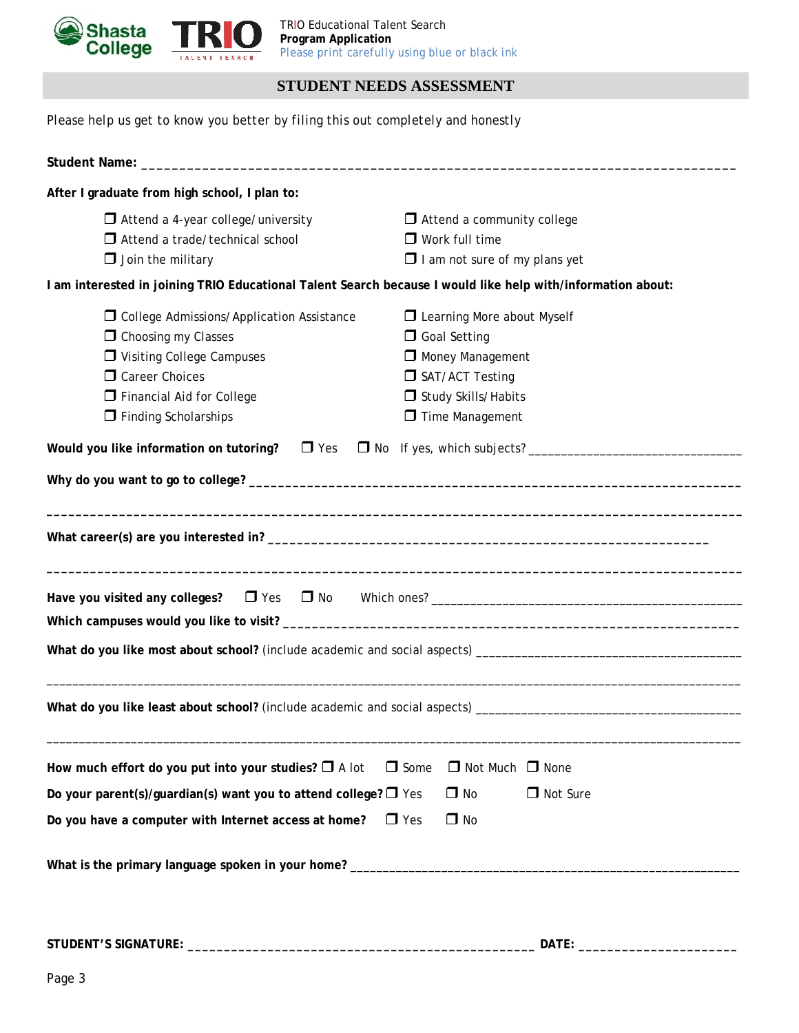TRIO Educational Talent Search
**Program Application**
Please print carefully using blue or black ink

## STUDENT NEEDS ASSESSMENT

Please help us get to know you better by filing this out completely and honestly

**Student Name:** ___________________________________________________________________________

**After I graduate from high school, I plan to:**

- ☐ Attend a 4-year college/university
- ☐ Attend a community college
- ☐ Attend a trade/technical school
- ☐ Work full time
- ☐ Join the military
- ☐ I am not sure of my plans yet

**I am interested in joining TRIO Educational Talent Search because I would like help with/information about:**

- ☐ College Admissions/Application Assistance
- ☐ Learning More about Myself
- ☐ Choosing my Classes
- ☐ Goal Setting
- ☐ Visiting College Campuses
- ☐ Money Management
- ☐ Career Choices
- ☐ SAT/ACT Testing
- ☐ Financial Aid for College
- ☐ Study Skills/Habits
- ☐ Finding Scholarships
- ☐ Time Management

**Would you like information on tutoring?** ☐ Yes ☐ No If yes, which subjects? ______________________________

**Why do you want to go to college?** ____________________________________________________________________

_____________________________________________________________________________________________

**What career(s) are you interested in?** ______________________________________________________________

_____________________________________________________________________________________________

**Have you visited any colleges?** ☐ Yes ☐ No Which ones? ______________________________________________

**Which campuses would you like to visit?** ______________________________________________________________

**What do you like most about school?** (include academic and social aspects) ____________________________________

_____________________________________________________________________________________________

**What do you like least about school?** (include academic and social aspects) ____________________________________

_____________________________________________________________________________________________

**How much effort do you put into your studies?** ☐ A lot ☐ Some ☐ Not Much ☐ None

**Do your parent(s)/guardian(s) want you to attend college?** ☐ Yes ☐ No ☐ Not Sure

**Do you have a computer with Internet access at home?** ☐ Yes ☐ No

**What is the primary language spoken in your home?** ______________________________________________________

**STUDENT'S SIGNATURE:** ______________________________________________ **DATE:** _____________________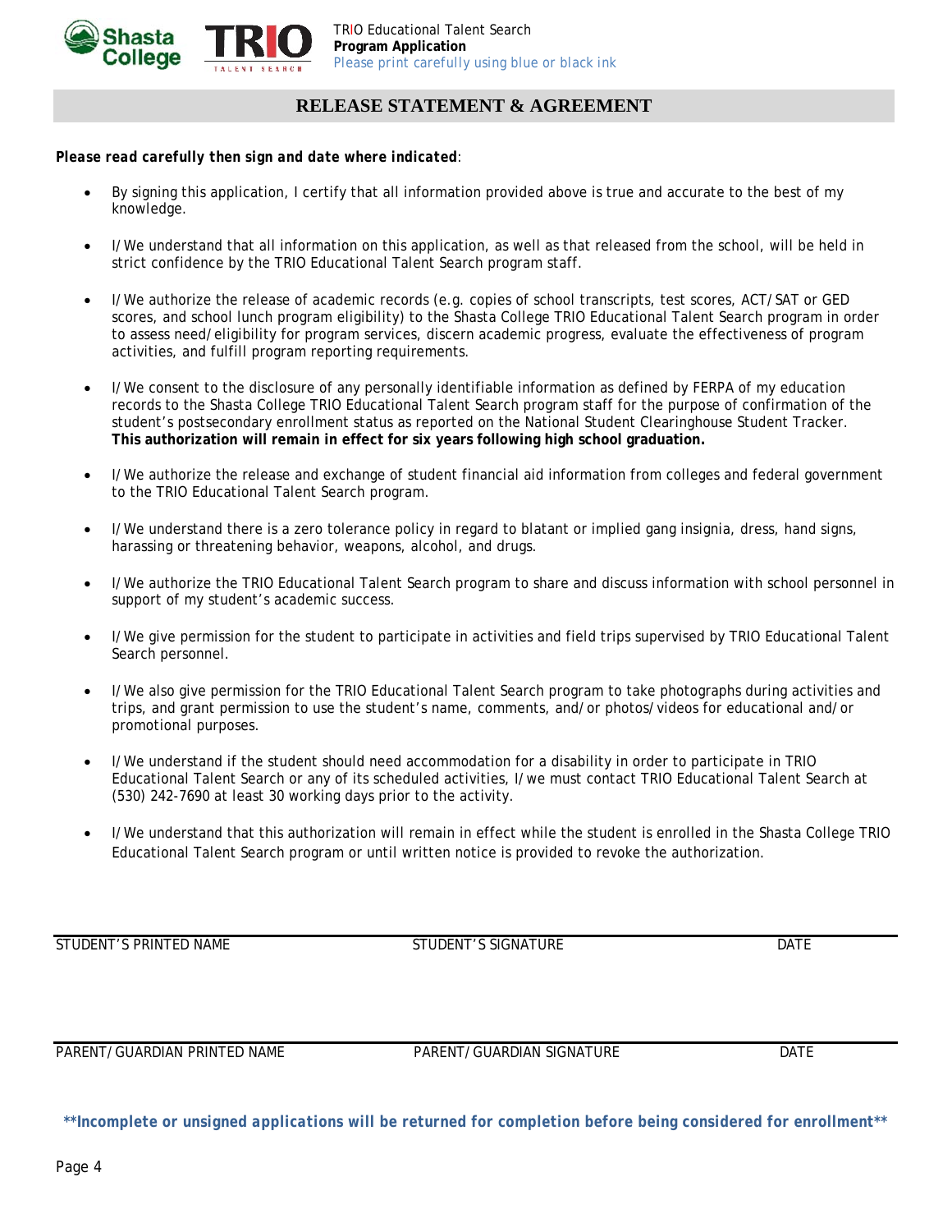TRIO Educational Talent Search
**Program Application**
Please print carefully using blue or black ink

## RELEASE STATEMENT & AGREEMENT

***Please read carefully then sign and date where indicated***:

- By signing this application, I certify that all information provided above is true and accurate to the best of my knowledge.
- I/We understand that all information on this application, as well as that released from the school, will be held in strict confidence by the TRIO Educational Talent Search program staff.
- I/We authorize the release of academic records (e.g. copies of school transcripts, test scores, ACT/SAT or GED scores, and school lunch program eligibility) to the Shasta College TRIO Educational Talent Search program in order to assess need/eligibility for program services, discern academic progress, evaluate the effectiveness of program activities, and fulfill program reporting requirements.
- I/We consent to the disclosure of any personally identifiable information as defined by FERPA of my education records to the Shasta College TRIO Educational Talent Search program staff for the purpose of confirmation of the student's postsecondary enrollment status as reported on the National Student Clearinghouse Student Tracker. **This authorization will remain in effect for six years following high school graduation.**
- I/We authorize the release and exchange of student financial aid information from colleges and federal government to the TRIO Educational Talent Search program.
- I/We understand there is a zero tolerance policy in regard to blatant or implied gang insignia, dress, hand signs, harassing or threatening behavior, weapons, alcohol, and drugs.
- I/We authorize the TRIO Educational Talent Search program to share and discuss information with school personnel in support of my student's academic success.
- I/We give permission for the student to participate in activities and field trips supervised by TRIO Educational Talent Search personnel.
- I/We also give permission for the TRIO Educational Talent Search program to take photographs during activities and trips, and grant permission to use the student's name, comments, and/or photos/videos for educational and/or promotional purposes.
- I/We understand if the student should need accommodation for a disability in order to participate in TRIO Educational Talent Search or any of its scheduled activities, I/we must contact TRIO Educational Talent Search at (530) 242-7690 at least 30 working days prior to the activity.
- I/We understand that this authorization will remain in effect while the student is enrolled in the Shasta College TRIO Educational Talent Search program or until written notice is provided to revoke the authorization.

STUDENT'S PRINTED NAME STUDENT'S SIGNATURE DATE

PARENT/GUARDIAN PRINTED NAME PARENT/GUARDIAN SIGNATURE DATE

***\*\*Incomplete or unsigned applications will be returned for completion before being considered for enrollment\*\****